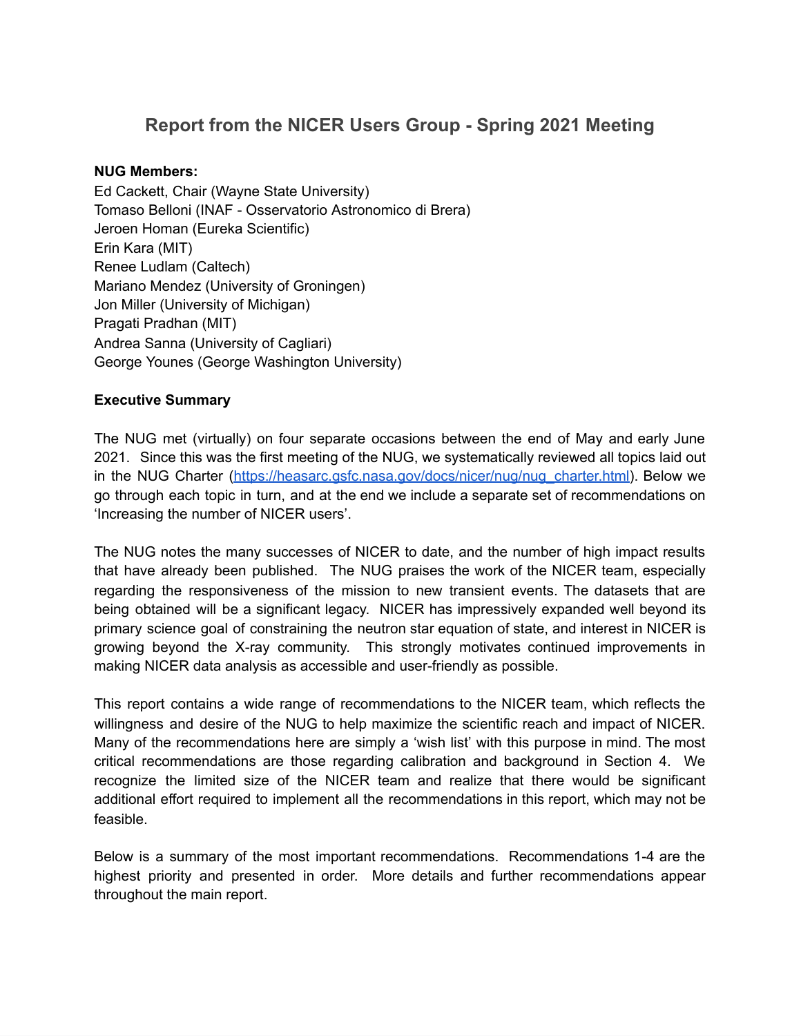# Report from the NICER Users Group - Spring 2021 Meeting

**NUG Members:**

Ed Cackett, Chair (Wayne State University)
Tomaso Belloni (INAF - Osservatorio Astronomico di Brera)
Jeroen Homan (Eureka Scientific)
Erin Kara (MIT)
Renee Ludlam (Caltech)
Mariano Mendez (University of Groningen)
Jon Miller (University of Michigan)
Pragati Pradhan (MIT)
Andrea Sanna (University of Cagliari)
George Younes (George Washington University)

**Executive Summary**

The NUG met (virtually) on four separate occasions between the end of May and early June 2021. Since this was the first meeting of the NUG, we systematically reviewed all topics laid out in the NUG Charter (https://heasarc.gsfc.nasa.gov/docs/nicer/nug/nug_charter.html). Below we go through each topic in turn, and at the end we include a separate set of recommendations on 'Increasing the number of NICER users'.

The NUG notes the many successes of NICER to date, and the number of high impact results that have already been published. The NUG praises the work of the NICER team, especially regarding the responsiveness of the mission to new transient events. The datasets that are being obtained will be a significant legacy. NICER has impressively expanded well beyond its primary science goal of constraining the neutron star equation of state, and interest in NICER is growing beyond the X-ray community. This strongly motivates continued improvements in making NICER data analysis as accessible and user-friendly as possible.

This report contains a wide range of recommendations to the NICER team, which reflects the willingness and desire of the NUG to help maximize the scientific reach and impact of NICER. Many of the recommendations here are simply a 'wish list' with this purpose in mind. The most critical recommendations are those regarding calibration and background in Section 4. We recognize the limited size of the NICER team and realize that there would be significant additional effort required to implement all the recommendations in this report, which may not be feasible.

Below is a summary of the most important recommendations. Recommendations 1-4 are the highest priority and presented in order. More details and further recommendations appear throughout the main report.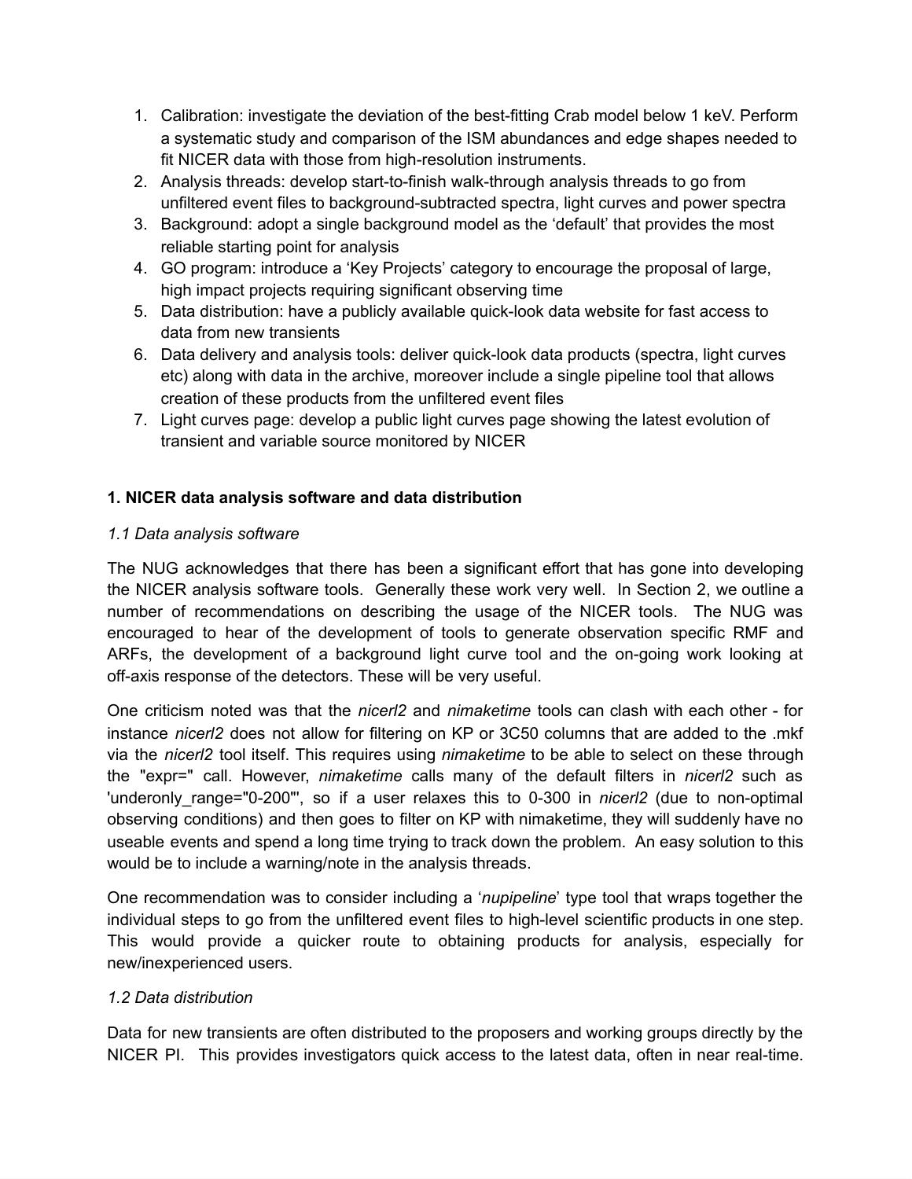1. Calibration: investigate the deviation of the best-fitting Crab model below 1 keV. Perform a systematic study and comparison of the ISM abundances and edge shapes needed to fit NICER data with those from high-resolution instruments.
2. Analysis threads: develop start-to-finish walk-through analysis threads to go from unfiltered event files to background-subtracted spectra, light curves and power spectra
3. Background: adopt a single background model as the 'default' that provides the most reliable starting point for analysis
4. GO program: introduce a 'Key Projects' category to encourage the proposal of large, high impact projects requiring significant observing time
5. Data distribution: have a publicly available quick-look data website for fast access to data from new transients
6. Data delivery and analysis tools: deliver quick-look data products (spectra, light curves etc) along with data in the archive, moreover include a single pipeline tool that allows creation of these products from the unfiltered event files
7. Light curves page: develop a public light curves page showing the latest evolution of transient and variable source monitored by NICER

## 1. NICER data analysis software and data distribution

### *1.1 Data analysis software*

The NUG acknowledges that there has been a significant effort that has gone into developing the NICER analysis software tools. Generally these work very well. In Section 2, we outline a number of recommendations on describing the usage of the NICER tools. The NUG was encouraged to hear of the development of tools to generate observation specific RMF and ARFs, the development of a background light curve tool and the on-going work looking at off-axis response of the detectors. These will be very useful.

One criticism noted was that the *nicerl2* and *nimaketime* tools can clash with each other - for instance *nicerl2* does not allow for filtering on KP or 3C50 columns that are added to the .mkf via the *nicerl2* tool itself. This requires using *nimaketime* to be able to select on these through the "expr=" call. However, *nimaketime* calls many of the default filters in *nicerl2* such as 'underonly_range="0-200"', so if a user relaxes this to 0-300 in *nicerl2* (due to non-optimal observing conditions) and then goes to filter on KP with nimaketime, they will suddenly have no useable events and spend a long time trying to track down the problem. An easy solution to this would be to include a warning/note in the analysis threads.

One recommendation was to consider including a '*nupipeline*' type tool that wraps together the individual steps to go from the unfiltered event files to high-level scientific products in one step. This would provide a quicker route to obtaining products for analysis, especially for new/inexperienced users.

### *1.2 Data distribution*

Data for new transients are often distributed to the proposers and working groups directly by the NICER PI. This provides investigators quick access to the latest data, often in near real-time.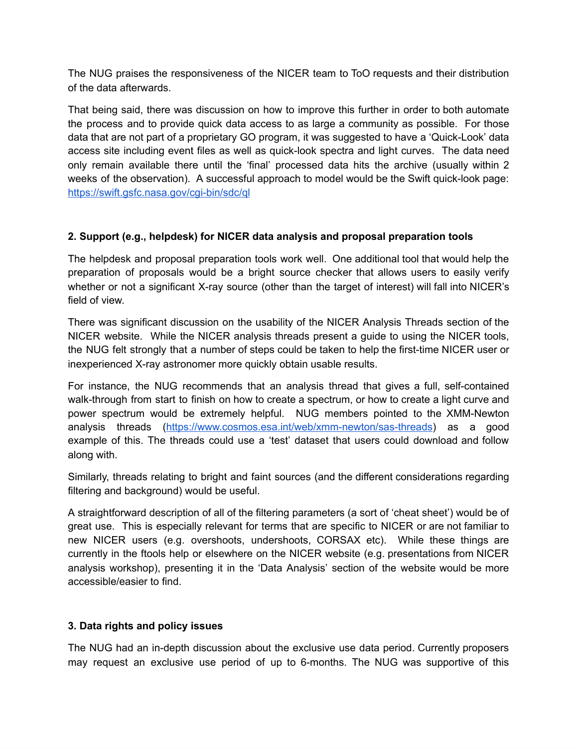The NUG praises the responsiveness of the NICER team to ToO requests and their distribution of the data afterwards.

That being said, there was discussion on how to improve this further in order to both automate the process and to provide quick data access to as large a community as possible. For those data that are not part of a proprietary GO program, it was suggested to have a 'Quick-Look' data access site including event files as well as quick-look spectra and light curves. The data need only remain available there until the 'final' processed data hits the archive (usually within 2 weeks of the observation). A successful approach to model would be the Swift quick-look page: [https://swift.gsfc.nasa.gov/cgi-bin/sdc/ql](https://swift.gsfc.nasa.gov/cgi-bin/sdc/ql)

**2. Support (e.g., helpdesk) for NICER data analysis and proposal preparation tools**

The helpdesk and proposal preparation tools work well. One additional tool that would help the preparation of proposals would be a bright source checker that allows users to easily verify whether or not a significant X-ray source (other than the target of interest) will fall into NICER's field of view.

There was significant discussion on the usability of the NICER Analysis Threads section of the NICER website. While the NICER analysis threads present a guide to using the NICER tools, the NUG felt strongly that a number of steps could be taken to help the first-time NICER user or inexperienced X-ray astronomer more quickly obtain usable results.

For instance, the NUG recommends that an analysis thread that gives a full, self-contained walk-through from start to finish on how to create a spectrum, or how to create a light curve and power spectrum would be extremely helpful. NUG members pointed to the XMM-Newton analysis threads ([https://www.cosmos.esa.int/web/xmm-newton/sas-threads](https://www.cosmos.esa.int/web/xmm-newton/sas-threads)) as a good example of this. The threads could use a 'test' dataset that users could download and follow along with.

Similarly, threads relating to bright and faint sources (and the different considerations regarding filtering and background) would be useful.

A straightforward description of all of the filtering parameters (a sort of 'cheat sheet') would be of great use. This is especially relevant for terms that are specific to NICER or are not familiar to new NICER users (e.g. overshoots, undershoots, CORSAX etc). While these things are currently in the ftools help or elsewhere on the NICER website (e.g. presentations from NICER analysis workshop), presenting it in the 'Data Analysis' section of the website would be more accessible/easier to find.

**3. Data rights and policy issues**

The NUG had an in-depth discussion about the exclusive use data period. Currently proposers may request an exclusive use period of up to 6-months. The NUG was supportive of this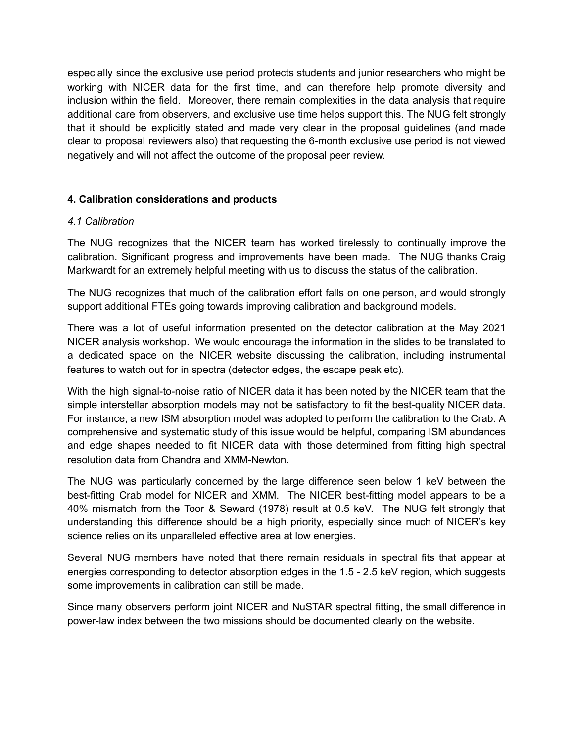especially since the exclusive use period protects students and junior researchers who might be working with NICER data for the first time, and can therefore help promote diversity and inclusion within the field. Moreover, there remain complexities in the data analysis that require additional care from observers, and exclusive use time helps support this. The NUG felt strongly that it should be explicitly stated and made very clear in the proposal guidelines (and made clear to proposal reviewers also) that requesting the 6-month exclusive use period is not viewed negatively and will not affect the outcome of the proposal peer review.

## 4. Calibration considerations and products

### *4.1 Calibration*

The NUG recognizes that the NICER team has worked tirelessly to continually improve the calibration. Significant progress and improvements have been made. The NUG thanks Craig Markwardt for an extremely helpful meeting with us to discuss the status of the calibration.

The NUG recognizes that much of the calibration effort falls on one person, and would strongly support additional FTEs going towards improving calibration and background models.

There was a lot of useful information presented on the detector calibration at the May 2021 NICER analysis workshop. We would encourage the information in the slides to be translated to a dedicated space on the NICER website discussing the calibration, including instrumental features to watch out for in spectra (detector edges, the escape peak etc).

With the high signal-to-noise ratio of NICER data it has been noted by the NICER team that the simple interstellar absorption models may not be satisfactory to fit the best-quality NICER data. For instance, a new ISM absorption model was adopted to perform the calibration to the Crab. A comprehensive and systematic study of this issue would be helpful, comparing ISM abundances and edge shapes needed to fit NICER data with those determined from fitting high spectral resolution data from Chandra and XMM-Newton.

The NUG was particularly concerned by the large difference seen below 1 keV between the best-fitting Crab model for NICER and XMM. The NICER best-fitting model appears to be a 40% mismatch from the Toor & Seward (1978) result at 0.5 keV. The NUG felt strongly that understanding this difference should be a high priority, especially since much of NICER's key science relies on its unparalleled effective area at low energies.

Several NUG members have noted that there remain residuals in spectral fits that appear at energies corresponding to detector absorption edges in the 1.5 - 2.5 keV region, which suggests some improvements in calibration can still be made.

Since many observers perform joint NICER and NuSTAR spectral fitting, the small difference in power-law index between the two missions should be documented clearly on the website.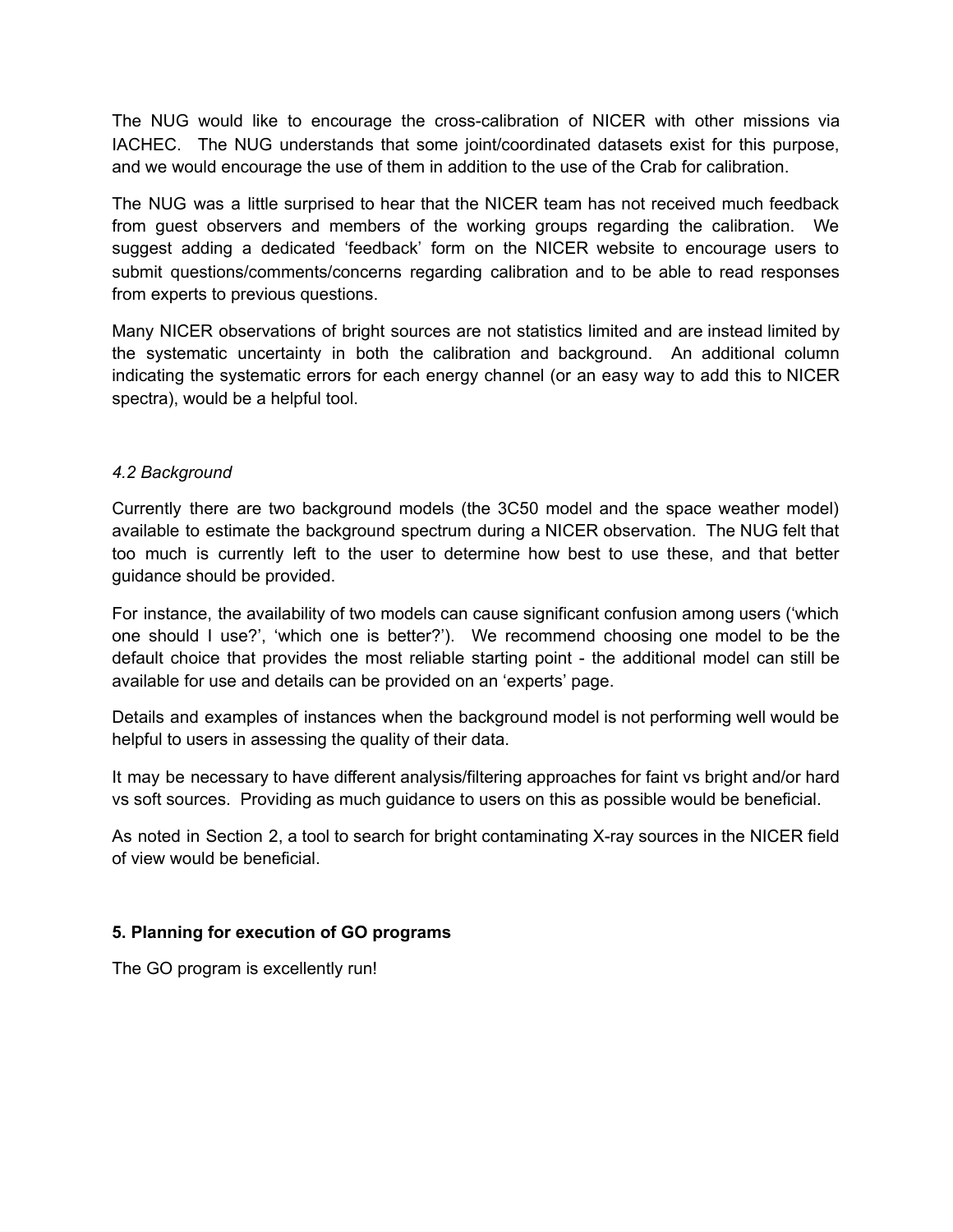The NUG would like to encourage the cross-calibration of NICER with other missions via IACHEC. The NUG understands that some joint/coordinated datasets exist for this purpose, and we would encourage the use of them in addition to the use of the Crab for calibration.

The NUG was a little surprised to hear that the NICER team has not received much feedback from guest observers and members of the working groups regarding the calibration. We suggest adding a dedicated 'feedback' form on the NICER website to encourage users to submit questions/comments/concerns regarding calibration and to be able to read responses from experts to previous questions.

Many NICER observations of bright sources are not statistics limited and are instead limited by the systematic uncertainty in both the calibration and background. An additional column indicating the systematic errors for each energy channel (or an easy way to add this to NICER spectra), would be a helpful tool.

### *4.2 Background*

Currently there are two background models (the 3C50 model and the space weather model) available to estimate the background spectrum during a NICER observation. The NUG felt that too much is currently left to the user to determine how best to use these, and that better guidance should be provided.

For instance, the availability of two models can cause significant confusion among users ('which one should I use?', 'which one is better?'). We recommend choosing one model to be the default choice that provides the most reliable starting point - the additional model can still be available for use and details can be provided on an 'experts' page.

Details and examples of instances when the background model is not performing well would be helpful to users in assessing the quality of their data.

It may be necessary to have different analysis/filtering approaches for faint vs bright and/or hard vs soft sources. Providing as much guidance to users on this as possible would be beneficial.

As noted in Section 2, a tool to search for bright contaminating X-ray sources in the NICER field of view would be beneficial.

## **5. Planning for execution of GO programs**

The GO program is excellently run!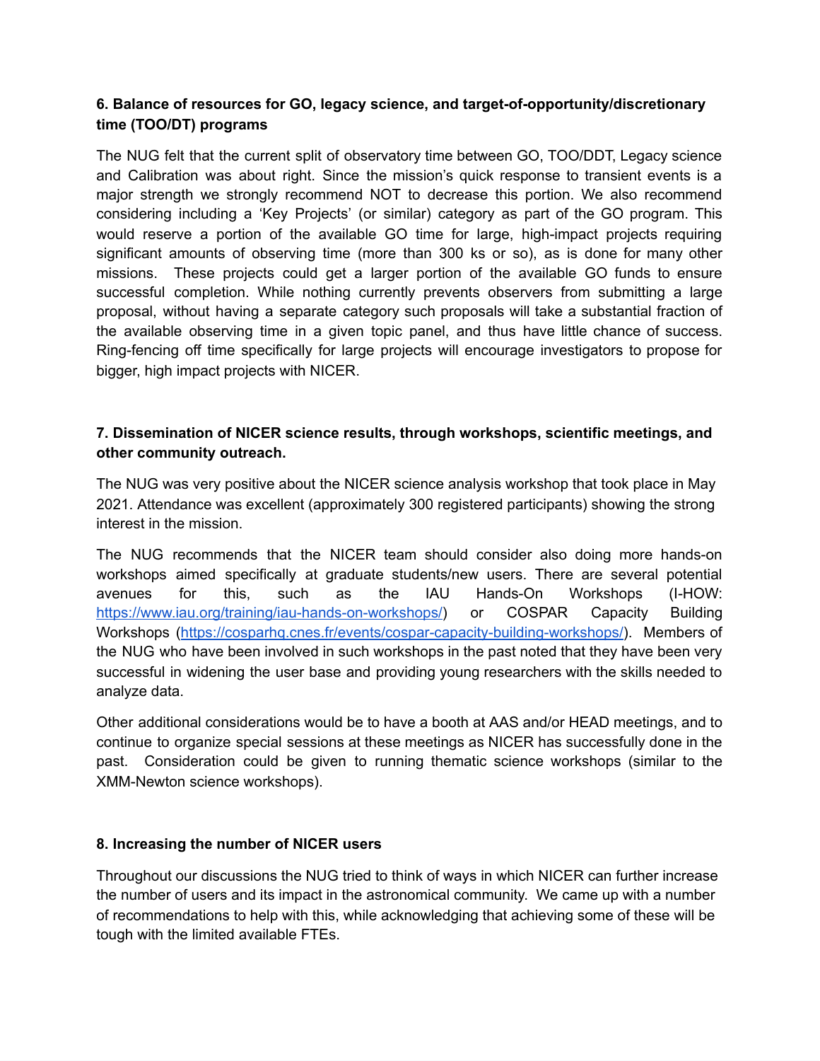**6. Balance of resources for GO, legacy science, and target-of-opportunity/discretionary time (TOO/DT) programs**

The NUG felt that the current split of observatory time between GO, TOO/DDT, Legacy science and Calibration was about right. Since the mission's quick response to transient events is a major strength we strongly recommend NOT to decrease this portion. We also recommend considering including a 'Key Projects' (or similar) category as part of the GO program. This would reserve a portion of the available GO time for large, high-impact projects requiring significant amounts of observing time (more than 300 ks or so), as is done for many other missions. These projects could get a larger portion of the available GO funds to ensure successful completion. While nothing currently prevents observers from submitting a large proposal, without having a separate category such proposals will take a substantial fraction of the available observing time in a given topic panel, and thus have little chance of success. Ring-fencing off time specifically for large projects will encourage investigators to propose for bigger, high impact projects with NICER.

**7. Dissemination of NICER science results, through workshops, scientific meetings, and other community outreach.**

The NUG was very positive about the NICER science analysis workshop that took place in May 2021. Attendance was excellent (approximately 300 registered participants) showing the strong interest in the mission.

The NUG recommends that the NICER team should consider also doing more hands-on workshops aimed specifically at graduate students/new users. There are several potential avenues for this, such as the IAU Hands-On Workshops (I-HOW: [https://www.iau.org/training/iau-hands-on-workshops/](https://www.iau.org/training/iau-hands-on-workshops/)) or COSPAR Capacity Building Workshops ([https://cosparhq.cnes.fr/events/cospar-capacity-building-workshops/](https://cosparhq.cnes.fr/events/cospar-capacity-building-workshops/)). Members of the NUG who have been involved in such workshops in the past noted that they have been very successful in widening the user base and providing young researchers with the skills needed to analyze data.

Other additional considerations would be to have a booth at AAS and/or HEAD meetings, and to continue to organize special sessions at these meetings as NICER has successfully done in the past. Consideration could be given to running thematic science workshops (similar to the XMM-Newton science workshops).

**8. Increasing the number of NICER users**

Throughout our discussions the NUG tried to think of ways in which NICER can further increase the number of users and its impact in the astronomical community. We came up with a number of recommendations to help with this, while acknowledging that achieving some of these will be tough with the limited available FTEs.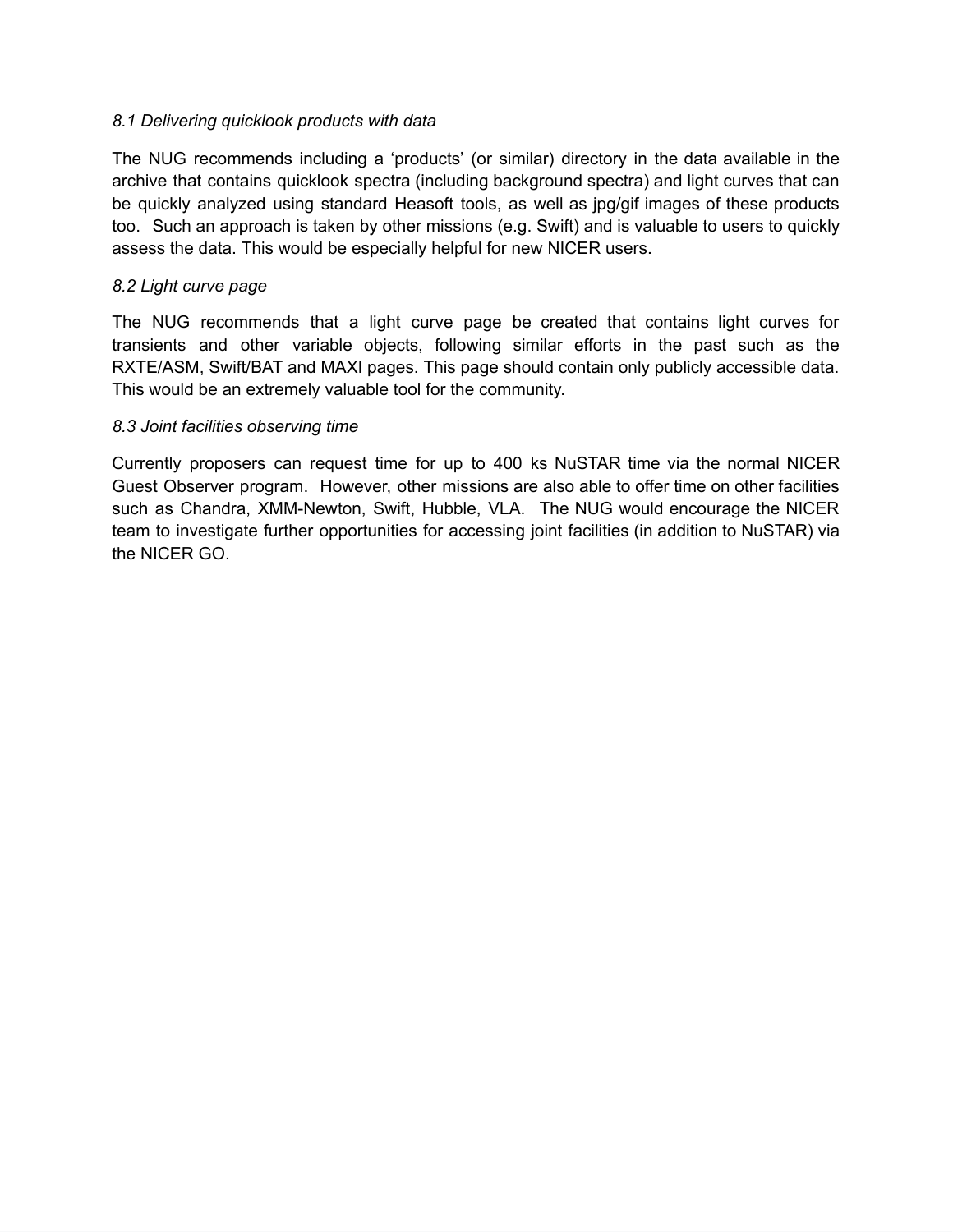*8.1 Delivering quicklook products with data*

The NUG recommends including a 'products' (or similar) directory in the data available in the archive that contains quicklook spectra (including background spectra) and light curves that can be quickly analyzed using standard Heasoft tools, as well as jpg/gif images of these products too. Such an approach is taken by other missions (e.g. Swift) and is valuable to users to quickly assess the data. This would be especially helpful for new NICER users.

*8.2 Light curve page*

The NUG recommends that a light curve page be created that contains light curves for transients and other variable objects, following similar efforts in the past such as the RXTE/ASM, Swift/BAT and MAXI pages. This page should contain only publicly accessible data. This would be an extremely valuable tool for the community.

*8.3 Joint facilities observing time*

Currently proposers can request time for up to 400 ks NuSTAR time via the normal NICER Guest Observer program. However, other missions are also able to offer time on other facilities such as Chandra, XMM-Newton, Swift, Hubble, VLA. The NUG would encourage the NICER team to investigate further opportunities for accessing joint facilities (in addition to NuSTAR) via the NICER GO.